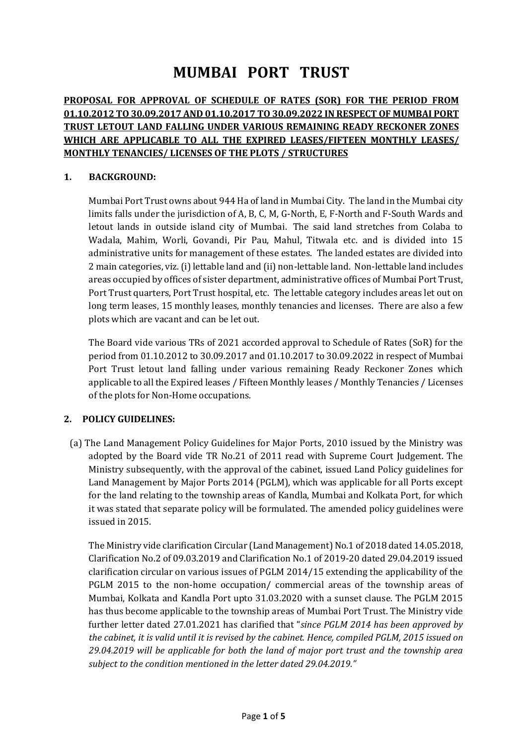# MUMBAI PORT TRUST

**PROPOSAL FOR APPROVAL OF SCHEDULE OF RATES (SOR) FOR THE PERIOD FROM 01.10.2012 TO 30.09.2017 AND 01.10.2017 TO 30.09.2022 IN RESPECT OF MUMBAI PORT TRUST LETOUT LAND FALLING UNDER VARIOUS REMAINING READY RECKONER ZONES WHICH ARE APPLICABLE TO ALL THE EXPIRED LEASES/FIFTEEN MONTHLY LEASES/ MONTHLY TENANCIES/ LICENSES OF THE PLOTS / STRUCTURES**

## 1. BACKGROUND:

Mumbai Port Trust owns about 944 Ha of land in Mumbai City. The land in the Mumbai city limits falls under the jurisdiction of A, B, C, M, G-North, E, F-North and F-South Wards and letout lands in outside island city of Mumbai. The said land stretches from Colaba to Wadala, Mahim, Worli, Govandi, Pir Pau, Mahul, Titwala etc. and is divided into 15 administrative units for management of these estates. The landed estates are divided into 2 main categories, viz. (i) lettable land and (ii) non-lettable land. Non-lettable land includes areas occupied by offices of sister department, administrative offices of Mumbai Port Trust, Port Trust quarters, Port Trust hospital, etc. The lettable category includes areas let out on long term leases, 15 monthly leases, monthly tenancies and licenses. There are also a few plots which are vacant and can be let out.

The Board vide various TRs of 2021 accorded approval to Schedule of Rates (SoR) for the period from 01.10.2012 to 30.09.2017 and 01.10.2017 to 30.09.2022 in respect of Mumbai Port Trust letout land falling under various remaining Ready Reckoner Zones which applicable to all the Expired leases / Fifteen Monthly leases / Monthly Tenancies / Licenses of the plots for Non-Home occupations.

## 2. POLICY GUIDELINES:

(a) The Land Management Policy Guidelines for Major Ports, 2010 issued by the Ministry was adopted by the Board vide TR No.21 of 2011 read with Supreme Court Judgement. The Ministry subsequently, with the approval of the cabinet, issued Land Policy guidelines for Land Management by Major Ports 2014 (PGLM), which was applicable for all Ports except for the land relating to the township areas of Kandla, Mumbai and Kolkata Port, for which it was stated that separate policy will be formulated. The amended policy guidelines were issued in 2015.

The Ministry vide clarification Circular (Land Management) No.1 of 2018 dated 14.05.2018, Clarification No.2 of 09.03.2019 and Clarification No.1 of 2019-20 dated 29.04.2019 issued clarification circular on various issues of PGLM 2014/15 extending the applicability of the PGLM 2015 to the non-home occupation/ commercial areas of the township areas of Mumbai, Kolkata and Kandla Port upto 31.03.2020 with a sunset clause. The PGLM 2015 has thus become applicable to the township areas of Mumbai Port Trust. The Ministry vide further letter dated 27.01.2021 has clarified that "*since PGLM 2014 has been approved by the cabinet, it is valid until it is revised by the cabinet. Hence, compiled PGLM, 2015 issued on 29.04.2019 will be applicable for both the land of major port trust and the township area subject to the condition mentioned in the letter dated 29.04.2019.*"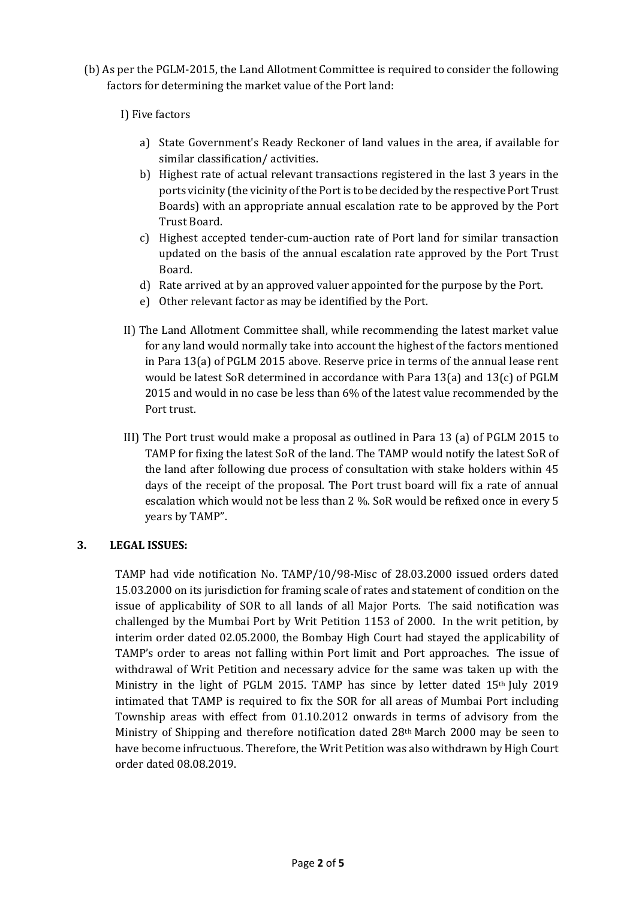(b) As per the PGLM-2015, the Land Allotment Committee is required to consider the following factors for determining the market value of the Port land:

I) Five factors

a) State Government's Ready Reckoner of land values in the area, if available for similar classification/ activities.
b) Highest rate of actual relevant transactions registered in the last 3 years in the ports vicinity (the vicinity of the Port is to be decided by the respective Port Trust Boards) with an appropriate annual escalation rate to be approved by the Port Trust Board.
c) Highest accepted tender-cum-auction rate of Port land for similar transaction updated on the basis of the annual escalation rate approved by the Port Trust Board.
d) Rate arrived at by an approved valuer appointed for the purpose by the Port.
e) Other relevant factor as may be identified by the Port.

II) The Land Allotment Committee shall, while recommending the latest market value for any land would normally take into account the highest of the factors mentioned in Para 13(a) of PGLM 2015 above. Reserve price in terms of the annual lease rent would be latest SoR determined in accordance with Para 13(a) and 13(c) of PGLM 2015 and would in no case be less than 6% of the latest value recommended by the Port trust.

III) The Port trust would make a proposal as outlined in Para 13 (a) of PGLM 2015 to TAMP for fixing the latest SoR of the land. The TAMP would notify the latest SoR of the land after following due process of consultation with stake holders within 45 days of the receipt of the proposal. The Port trust board will fix a rate of annual escalation which would not be less than 2 %. SoR would be refixed once in every 5 years by TAMP".

## 3. LEGAL ISSUES:

TAMP had vide notification No. TAMP/10/98-Misc of 28.03.2000 issued orders dated 15.03.2000 on its jurisdiction for framing scale of rates and statement of condition on the issue of applicability of SOR to all lands of all Major Ports. The said notification was challenged by the Mumbai Port by Writ Petition 1153 of 2000. In the writ petition, by interim order dated 02.05.2000, the Bombay High Court had stayed the applicability of TAMP's order to areas not falling within Port limit and Port approaches. The issue of withdrawal of Writ Petition and necessary advice for the same was taken up with the Ministry in the light of PGLM 2015. TAMP has since by letter dated 15th July 2019 intimated that TAMP is required to fix the SOR for all areas of Mumbai Port including Township areas with effect from 01.10.2012 onwards in terms of advisory from the Ministry of Shipping and therefore notification dated 28th March 2000 may be seen to have become infructuous. Therefore, the Writ Petition was also withdrawn by High Court order dated 08.08.2019.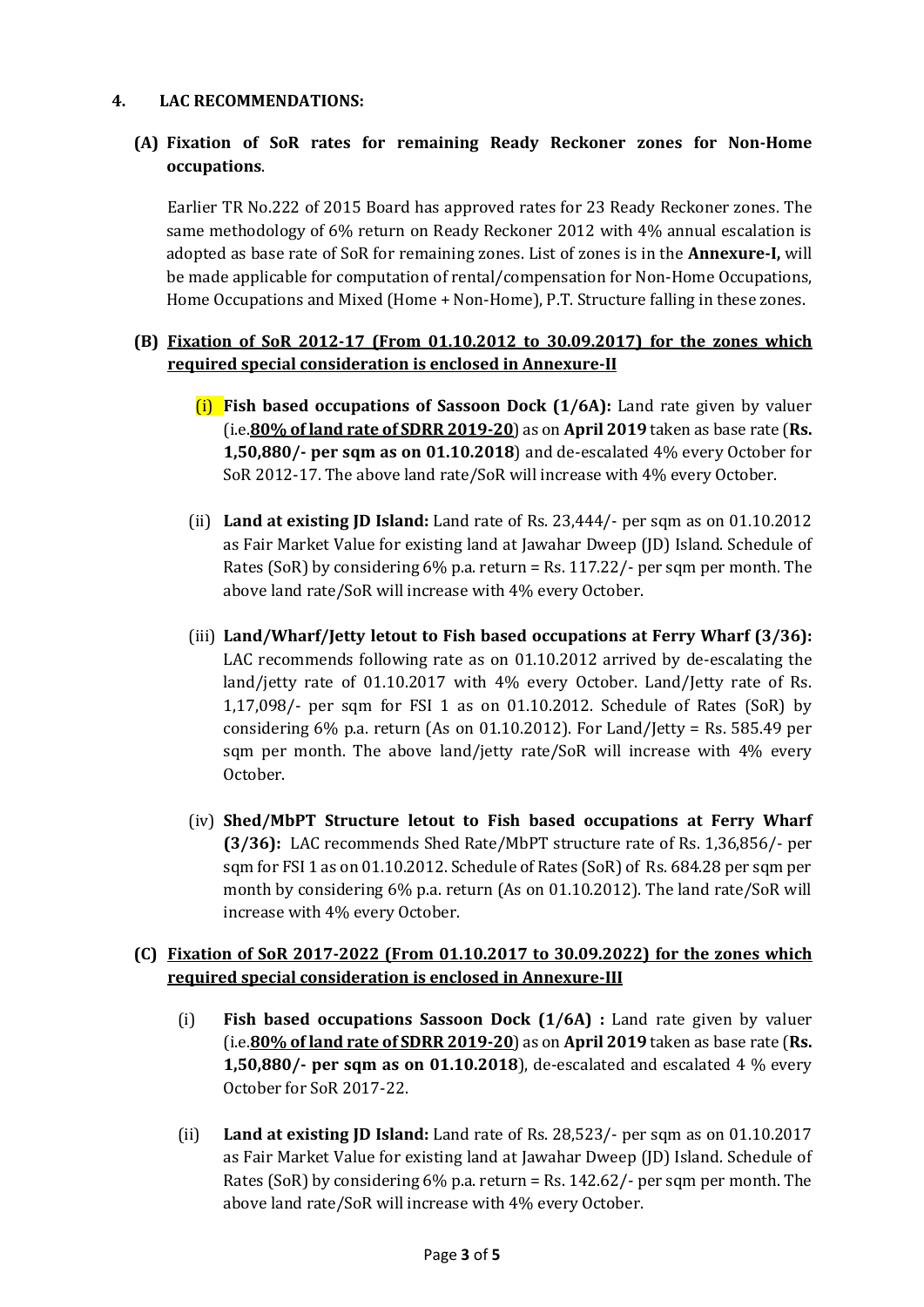## 4. LAC RECOMMENDATIONS:

### (A) Fixation of SoR rates for remaining Ready Reckoner zones for Non-Home occupations.

Earlier TR No.222 of 2015 Board has approved rates for 23 Ready Reckoner zones. The same methodology of 6% return on Ready Reckoner 2012 with 4% annual escalation is adopted as base rate of SoR for remaining zones. List of zones is in the **Annexure-I,** will be made applicable for computation of rental/compensation for Non-Home Occupations, Home Occupations and Mixed (Home + Non-Home), P.T. Structure falling in these zones.

### (B) <u>Fixation of SoR 2012-17 (From 01.10.2012 to 30.09.2017) for the zones which required special consideration is enclosed in Annexure-II</u>

(i) **Fish based occupations of Sassoon Dock (1/6A):** Land rate given by valuer (i.e.**<u>80% of land rate of SDRR 2019-20</u>**) as on **April 2019** taken as base rate (**Rs. 1,50,880/- per sqm as on 01.10.2018**) and de-escalated 4% every October for SoR 2012-17. The above land rate/SoR will increase with 4% every October.

(ii) **Land at existing JD Island:** Land rate of Rs. 23,444/- per sqm as on 01.10.2012 as Fair Market Value for existing land at Jawahar Dweep (JD) Island. Schedule of Rates (SoR) by considering 6% p.a. return = Rs. 117.22/- per sqm per month. The above land rate/SoR will increase with 4% every October.

(iii) **Land/Wharf/Jetty letout to Fish based occupations at Ferry Wharf (3/36):** LAC recommends following rate as on 01.10.2012 arrived by de-escalating the land/jetty rate of 01.10.2017 with 4% every October. Land/Jetty rate of Rs. 1,17,098/- per sqm for FSI 1 as on 01.10.2012. Schedule of Rates (SoR) by considering 6% p.a. return (As on 01.10.2012). For Land/Jetty = Rs. 585.49 per sqm per month. The above land/jetty rate/SoR will increase with 4% every October.

(iv) **Shed/MbPT Structure letout to Fish based occupations at Ferry Wharf (3/36):** LAC recommends Shed Rate/MbPT structure rate of Rs. 1,36,856/- per sqm for FSI 1 as on 01.10.2012. Schedule of Rates (SoR) of Rs. 684.28 per sqm per month by considering 6% p.a. return (As on 01.10.2012). The land rate/SoR will increase with 4% every October.

### (C) <u>Fixation of SoR 2017-2022 (From 01.10.2017 to 30.09.2022) for the zones which required special consideration is enclosed in Annexure-III</u>

(i) **Fish based occupations Sassoon Dock (1/6A) :** Land rate given by valuer (i.e.**<u>80% of land rate of SDRR 2019-20</u>**) as on **April 2019** taken as base rate (**Rs. 1,50,880/- per sqm as on 01.10.2018**), de-escalated and escalated 4 % every October for SoR 2017-22.

(ii) **Land at existing JD Island:** Land rate of Rs. 28,523/- per sqm as on 01.10.2017 as Fair Market Value for existing land at Jawahar Dweep (JD) Island. Schedule of Rates (SoR) by considering 6% p.a. return = Rs. 142.62/- per sqm per month. The above land rate/SoR will increase with 4% every October.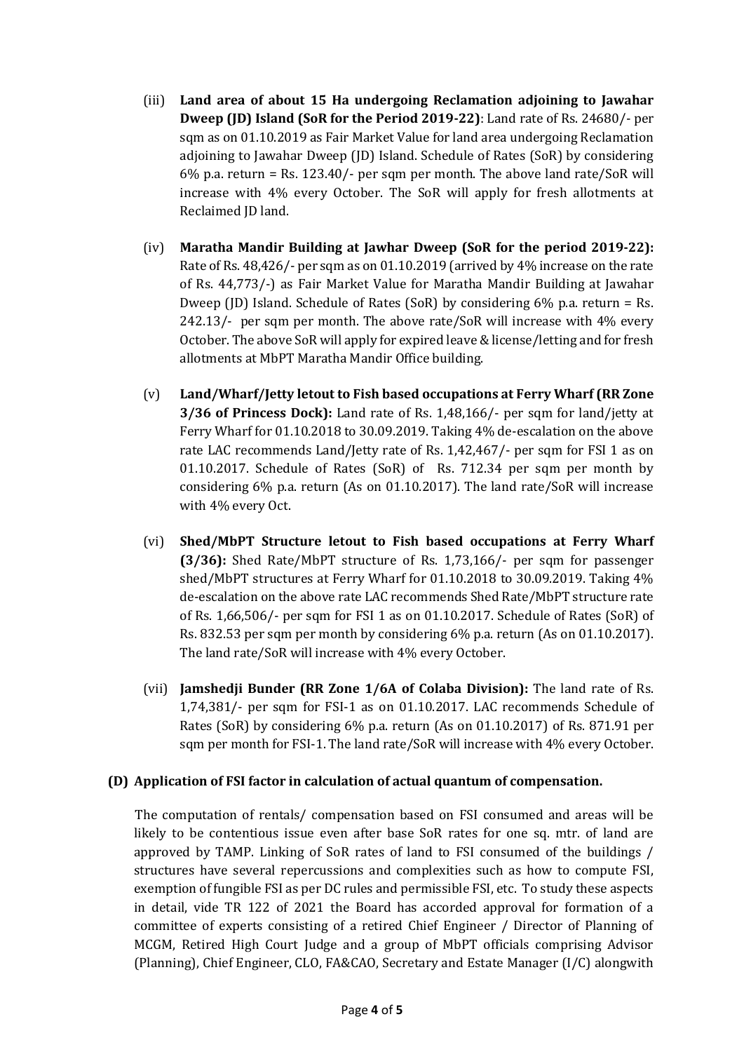(iii) **Land area of about 15 Ha undergoing Reclamation adjoining to Jawahar Dweep (JD) Island (SoR for the Period 2019-22)**: Land rate of Rs. 24680/- per sqm as on 01.10.2019 as Fair Market Value for land area undergoing Reclamation adjoining to Jawahar Dweep (JD) Island. Schedule of Rates (SoR) by considering 6% p.a. return = Rs. 123.40/- per sqm per month. The above land rate/SoR will increase with 4% every October. The SoR will apply for fresh allotments at Reclaimed JD land.

(iv) **Maratha Mandir Building at Jawhar Dweep (SoR for the period 2019-22):** Rate of Rs. 48,426/- per sqm as on 01.10.2019 (arrived by 4% increase on the rate of Rs. 44,773/-) as Fair Market Value for Maratha Mandir Building at Jawahar Dweep (JD) Island. Schedule of Rates (SoR) by considering 6% p.a. return = Rs. 242.13/- per sqm per month. The above rate/SoR will increase with 4% every October. The above SoR will apply for expired leave & license/letting and for fresh allotments at MbPT Maratha Mandir Office building.

(v) **Land/Wharf/Jetty letout to Fish based occupations at Ferry Wharf (RR Zone 3/36 of Princess Dock):** Land rate of Rs. 1,48,166/- per sqm for land/jetty at Ferry Wharf for 01.10.2018 to 30.09.2019. Taking 4% de-escalation on the above rate LAC recommends Land/Jetty rate of Rs. 1,42,467/- per sqm for FSI 1 as on 01.10.2017. Schedule of Rates (SoR) of Rs. 712.34 per sqm per month by considering 6% p.a. return (As on 01.10.2017). The land rate/SoR will increase with 4% every Oct.

(vi) **Shed/MbPT Structure letout to Fish based occupations at Ferry Wharf (3/36):** Shed Rate/MbPT structure of Rs. 1,73,166/- per sqm for passenger shed/MbPT structures at Ferry Wharf for 01.10.2018 to 30.09.2019. Taking 4% de-escalation on the above rate LAC recommends Shed Rate/MbPT structure rate of Rs. 1,66,506/- per sqm for FSI 1 as on 01.10.2017. Schedule of Rates (SoR) of Rs. 832.53 per sqm per month by considering 6% p.a. return (As on 01.10.2017). The land rate/SoR will increase with 4% every October.

(vii) **Jamshedji Bunder (RR Zone 1/6A of Colaba Division):** The land rate of Rs. 1,74,381/- per sqm for FSI-1 as on 01.10.2017. LAC recommends Schedule of Rates (SoR) by considering 6% p.a. return (As on 01.10.2017) of Rs. 871.91 per sqm per month for FSI-1. The land rate/SoR will increase with 4% every October.

**(D) Application of FSI factor in calculation of actual quantum of compensation.**

The computation of rentals/ compensation based on FSI consumed and areas will be likely to be contentious issue even after base SoR rates for one sq. mtr. of land are approved by TAMP. Linking of SoR rates of land to FSI consumed of the buildings / structures have several repercussions and complexities such as how to compute FSI, exemption of fungible FSI as per DC rules and permissible FSI, etc. To study these aspects in detail, vide TR 122 of 2021 the Board has accorded approval for formation of a committee of experts consisting of a retired Chief Engineer / Director of Planning of MCGM, Retired High Court Judge and a group of MbPT officials comprising Advisor (Planning), Chief Engineer, CLO, FA&CAO, Secretary and Estate Manager (I/C) alongwith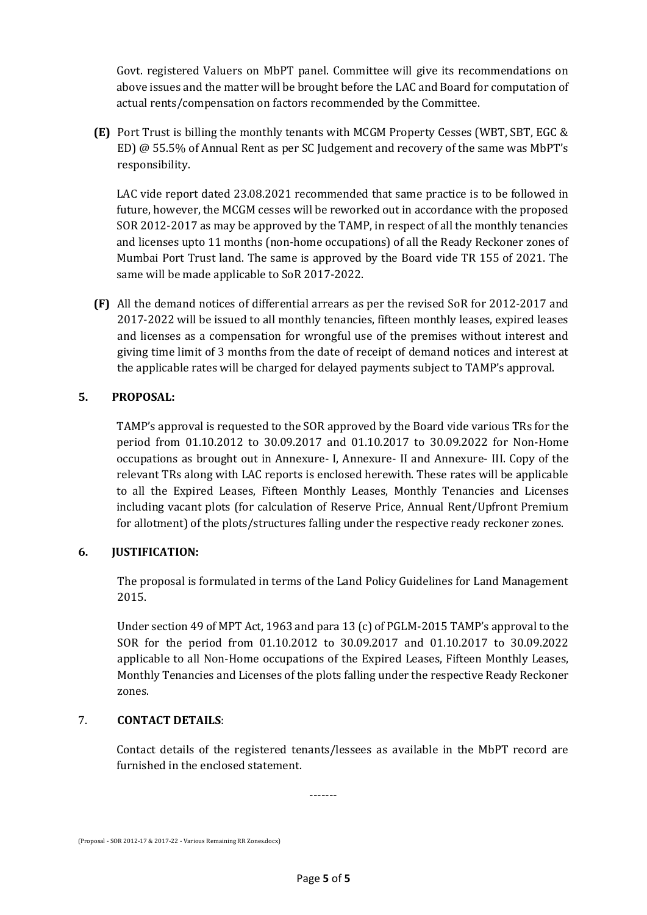Govt. registered Valuers on MbPT panel. Committee will give its recommendations on above issues and the matter will be brought before the LAC and Board for computation of actual rents/compensation on factors recommended by the Committee.

**(E)** Port Trust is billing the monthly tenants with MCGM Property Cesses (WBT, SBT, EGC & ED) @ 55.5% of Annual Rent as per SC Judgement and recovery of the same was MbPT's responsibility.

LAC vide report dated 23.08.2021 recommended that same practice is to be followed in future, however, the MCGM cesses will be reworked out in accordance with the proposed SOR 2012-2017 as may be approved by the TAMP, in respect of all the monthly tenancies and licenses upto 11 months (non-home occupations) of all the Ready Reckoner zones of Mumbai Port Trust land. The same is approved by the Board vide TR 155 of 2021. The same will be made applicable to SoR 2017-2022.

**(F)** All the demand notices of differential arrears as per the revised SoR for 2012-2017 and 2017-2022 will be issued to all monthly tenancies, fifteen monthly leases, expired leases and licenses as a compensation for wrongful use of the premises without interest and giving time limit of 3 months from the date of receipt of demand notices and interest at the applicable rates will be charged for delayed payments subject to TAMP's approval.

## 5. PROPOSAL:

TAMP's approval is requested to the SOR approved by the Board vide various TRs for the period from 01.10.2012 to 30.09.2017 and 01.10.2017 to 30.09.2022 for Non-Home occupations as brought out in Annexure- I, Annexure- II and Annexure- III. Copy of the relevant TRs along with LAC reports is enclosed herewith. These rates will be applicable to all the Expired Leases, Fifteen Monthly Leases, Monthly Tenancies and Licenses including vacant plots (for calculation of Reserve Price, Annual Rent/Upfront Premium for allotment) of the plots/structures falling under the respective ready reckoner zones.

## 6. JUSTIFICATION:

The proposal is formulated in terms of the Land Policy Guidelines for Land Management 2015.

Under section 49 of MPT Act, 1963 and para 13 (c) of PGLM-2015 TAMP's approval to the SOR for the period from 01.10.2012 to 30.09.2017 and 01.10.2017 to 30.09.2022 applicable to all Non-Home occupations of the Expired Leases, Fifteen Monthly Leases, Monthly Tenancies and Licenses of the plots falling under the respective Ready Reckoner zones.

## 7. CONTACT DETAILS:

Contact details of the registered tenants/lessees as available in the MbPT record are furnished in the enclosed statement.

-------

(Proposal - SOR 2012-17 & 2017-22 - Various Remaining RR Zones.docx)